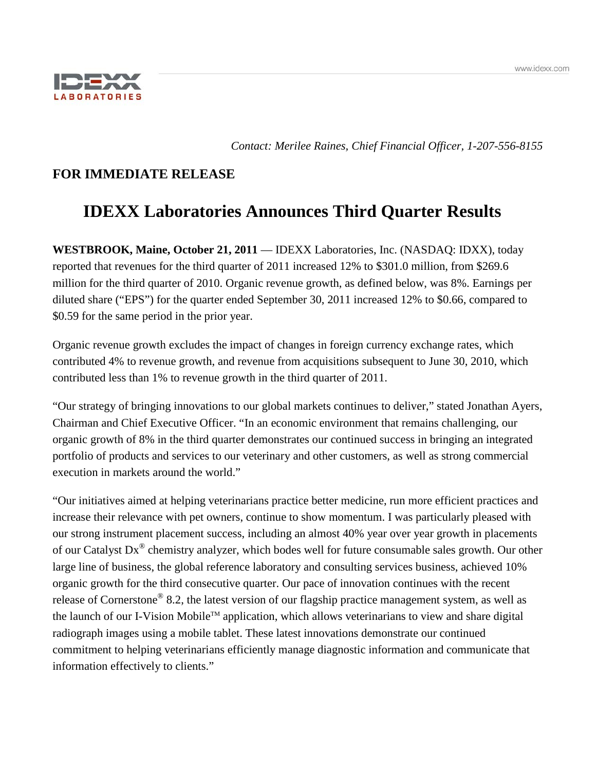*Contact: Merilee Raines, Chief Financial Officer, 1-207-556-8155*

**FOR IMMEDIATE RELEASE**

# IDEXX Laboratories Announces Third Quarter Results

**WESTBROOK, Maine, October 21, 2011** — IDEXX Laboratories, Inc. (NASDAQ: IDXX), today reported that revenues for the third quarter of 2011 increased 12% to $301.0 million, from $269.6 million for the third quarter of 2010. Organic revenue growth, as defined below, was 8%. Earnings per diluted share ("EPS") for the quarter ended September 30, 2011 increased 12% to $0.66, compared to $0.59 for the same period in the prior year.

Organic revenue growth excludes the impact of changes in foreign currency exchange rates, which contributed 4% to revenue growth, and revenue from acquisitions subsequent to June 30, 2010, which contributed less than 1% to revenue growth in the third quarter of 2011.

"Our strategy of bringing innovations to our global markets continues to deliver," stated Jonathan Ayers, Chairman and Chief Executive Officer. "In an economic environment that remains challenging, our organic growth of 8% in the third quarter demonstrates our continued success in bringing an integrated portfolio of products and services to our veterinary and other customers, as well as strong commercial execution in markets around the world."

"Our initiatives aimed at helping veterinarians practice better medicine, run more efficient practices and increase their relevance with pet owners, continue to show momentum. I was particularly pleased with our strong instrument placement success, including an almost 40% year over year growth in placements of our Catalyst Dx® chemistry analyzer, which bodes well for future consumable sales growth. Our other large line of business, the global reference laboratory and consulting services business, achieved 10% organic growth for the third consecutive quarter. Our pace of innovation continues with the recent release of Cornerstone® 8.2, the latest version of our flagship practice management system, as well as the launch of our I-Vision Mobile™ application, which allows veterinarians to view and share digital radiograph images using a mobile tablet. These latest innovations demonstrate our continued commitment to helping veterinarians efficiently manage diagnostic information and communicate that information effectively to clients."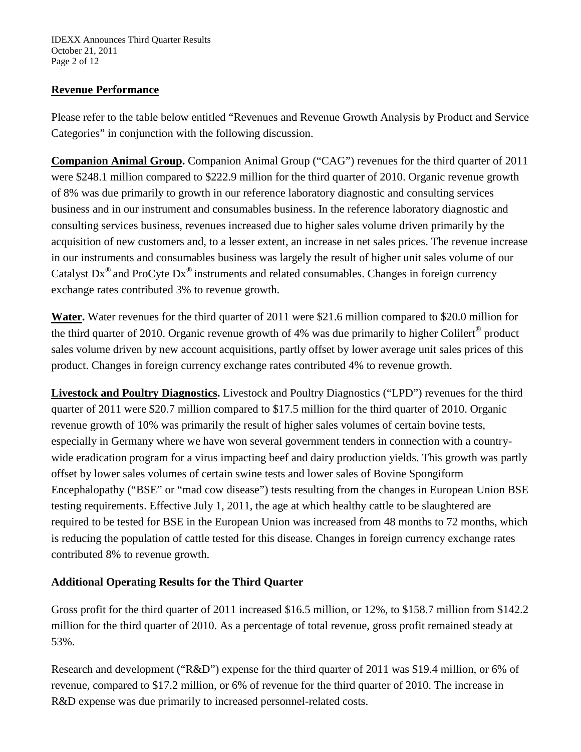## Revenue Performance

Please refer to the table below entitled "Revenues and Revenue Growth Analysis by Product and Service Categories" in conjunction with the following discussion.

**Companion Animal Group.** Companion Animal Group ("CAG") revenues for the third quarter of 2011 were $248.1 million compared to $222.9 million for the third quarter of 2010. Organic revenue growth of 8% was due primarily to growth in our reference laboratory diagnostic and consulting services business and in our instrument and consumables business. In the reference laboratory diagnostic and consulting services business, revenues increased due to higher sales volume driven primarily by the acquisition of new customers and, to a lesser extent, an increase in net sales prices. The revenue increase in our instruments and consumables business was largely the result of higher unit sales volume of our Catalyst Dx® and ProCyte Dx® instruments and related consumables. Changes in foreign currency exchange rates contributed 3% to revenue growth.

**Water.** Water revenues for the third quarter of 2011 were $21.6 million compared to $20.0 million for the third quarter of 2010. Organic revenue growth of 4% was due primarily to higher Colilert® product sales volume driven by new account acquisitions, partly offset by lower average unit sales prices of this product. Changes in foreign currency exchange rates contributed 4% to revenue growth.

**Livestock and Poultry Diagnostics.** Livestock and Poultry Diagnostics ("LPD") revenues for the third quarter of 2011 were $20.7 million compared to $17.5 million for the third quarter of 2010. Organic revenue growth of 10% was primarily the result of higher sales volumes of certain bovine tests, especially in Germany where we have won several government tenders in connection with a country-wide eradication program for a virus impacting beef and dairy production yields. This growth was partly offset by lower sales volumes of certain swine tests and lower sales of Bovine Spongiform Encephalopathy ("BSE" or "mad cow disease") tests resulting from the changes in European Union BSE testing requirements. Effective July 1, 2011, the age at which healthy cattle to be slaughtered are required to be tested for BSE in the European Union was increased from 48 months to 72 months, which is reducing the population of cattle tested for this disease. Changes in foreign currency exchange rates contributed 8% to revenue growth.

## Additional Operating Results for the Third Quarter

Gross profit for the third quarter of 2011 increased $16.5 million, or 12%, to $158.7 million from $142.2 million for the third quarter of 2010. As a percentage of total revenue, gross profit remained steady at 53%.

Research and development ("R&D") expense for the third quarter of 2011 was $19.4 million, or 6% of revenue, compared to $17.2 million, or 6% of revenue for the third quarter of 2010. The increase in R&D expense was due primarily to increased personnel-related costs.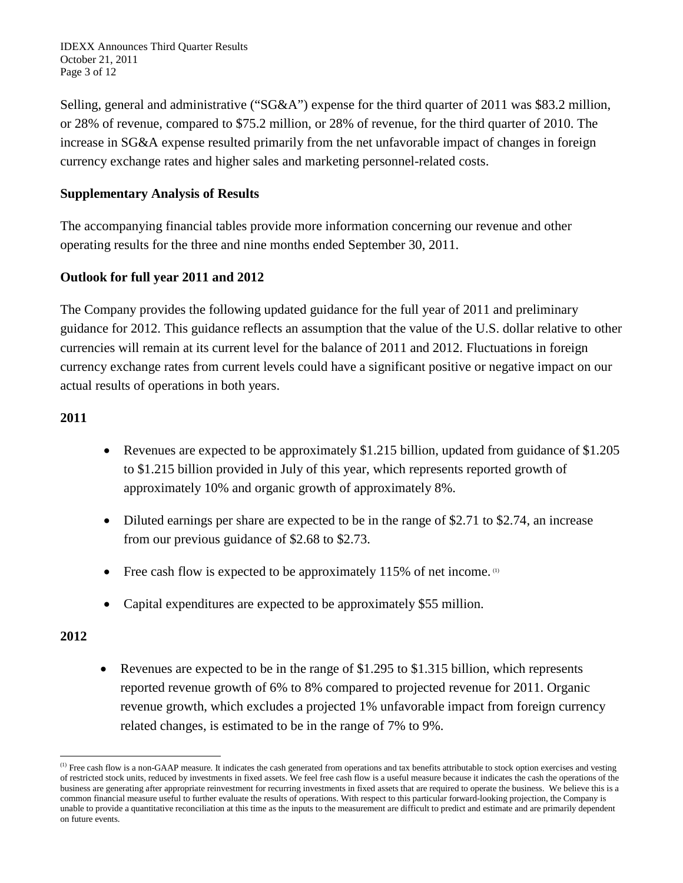Selling, general and administrative ("SG&A") expense for the third quarter of 2011 was $83.2 million, or 28% of revenue, compared to $75.2 million, or 28% of revenue, for the third quarter of 2010. The increase in SG&A expense resulted primarily from the net unfavorable impact of changes in foreign currency exchange rates and higher sales and marketing personnel-related costs.

**Supplementary Analysis of Results**

The accompanying financial tables provide more information concerning our revenue and other operating results for the three and nine months ended September 30, 2011.

**Outlook for full year 2011 and 2012**

The Company provides the following updated guidance for the full year of 2011 and preliminary guidance for 2012. This guidance reflects an assumption that the value of the U.S. dollar relative to other currencies will remain at its current level for the balance of 2011 and 2012. Fluctuations in foreign currency exchange rates from current levels could have a significant positive or negative impact on our actual results of operations in both years.

**2011**

- Revenues are expected to be approximately $1.215 billion, updated from guidance of $1.205 to $1.215 billion provided in July of this year, which represents reported growth of approximately 10% and organic growth of approximately 8%.
- Diluted earnings per share are expected to be in the range of $2.71 to $2.74, an increase from our previous guidance of $2.68 to $2.73.
- Free cash flow is expected to be approximately 115% of net income. [1]
- Capital expenditures are expected to be approximately $55 million.

**2012**

- Revenues are expected to be in the range of $1.295 to $1.315 billion, which represents reported revenue growth of 6% to 8% compared to projected revenue for 2011. Organic revenue growth, which excludes a projected 1% unfavorable impact from foreign currency related changes, is estimated to be in the range of 7% to 9%.

---

[1] Free cash flow is a non-GAAP measure. It indicates the cash generated from operations and tax benefits attributable to stock option exercises and vesting of restricted stock units, reduced by investments in fixed assets. We feel free cash flow is a useful measure because it indicates the cash the operations of the business are generating after appropriate reinvestment for recurring investments in fixed assets that are required to operate the business. We believe this is a common financial measure useful to further evaluate the results of operations. With respect to this particular forward-looking projection, the Company is unable to provide a quantitative reconciliation at this time as the inputs to the measurement are difficult to predict and estimate and are primarily dependent on future events.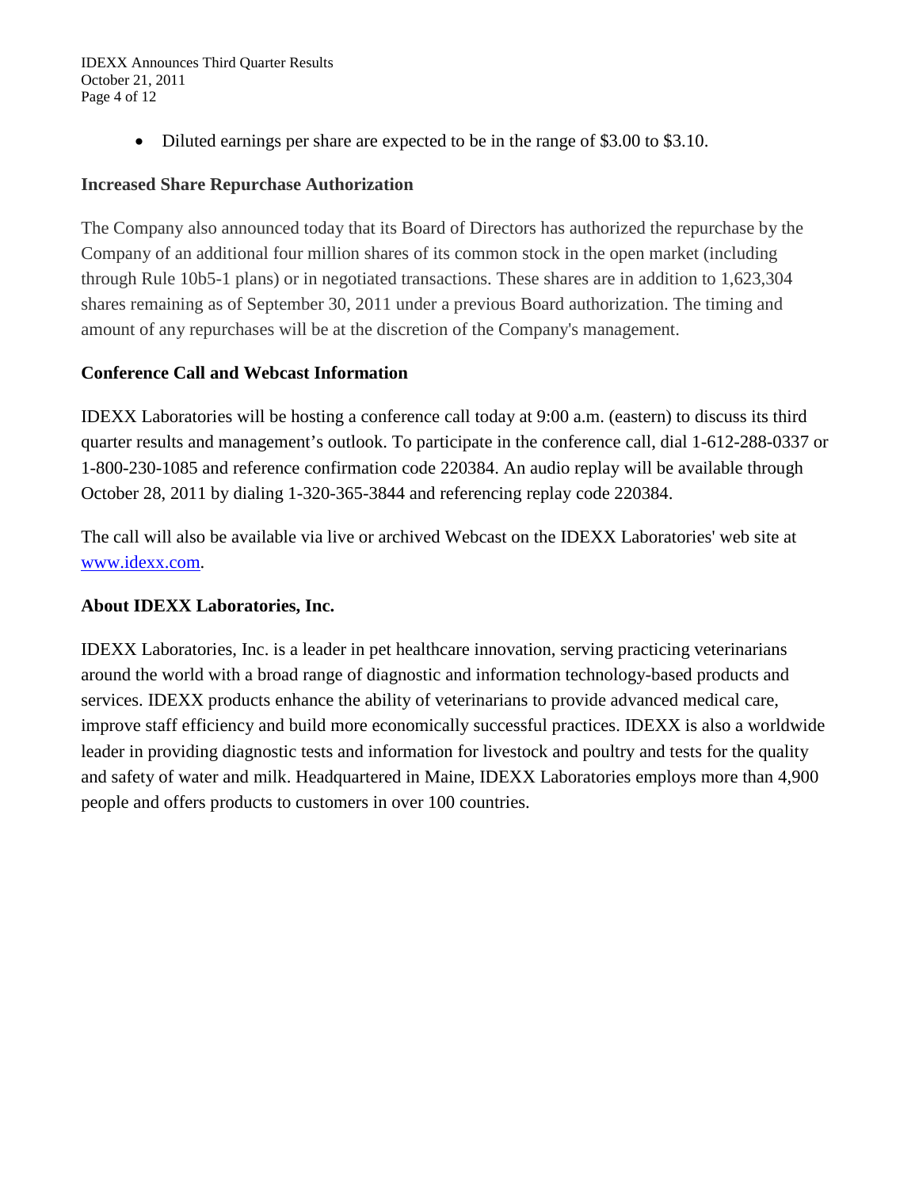- Diluted earnings per share are expected to be in the range of $3.00 to $3.10.

**Increased Share Repurchase Authorization**

The Company also announced today that its Board of Directors has authorized the repurchase by the Company of an additional four million shares of its common stock in the open market (including through Rule 10b5-1 plans) or in negotiated transactions. These shares are in addition to 1,623,304 shares remaining as of September 30, 2011 under a previous Board authorization. The timing and amount of any repurchases will be at the discretion of the Company's management.

**Conference Call and Webcast Information**

IDEXX Laboratories will be hosting a conference call today at 9:00 a.m. (eastern) to discuss its third quarter results and management's outlook. To participate in the conference call, dial 1-612-288-0337 or 1-800-230-1085 and reference confirmation code 220384. An audio replay will be available through October 28, 2011 by dialing 1-320-365-3844 and referencing replay code 220384.

The call will also be available via live or archived Webcast on the IDEXX Laboratories' web site at www.idexx.com.

**About IDEXX Laboratories, Inc.**

IDEXX Laboratories, Inc. is a leader in pet healthcare innovation, serving practicing veterinarians around the world with a broad range of diagnostic and information technology-based products and services. IDEXX products enhance the ability of veterinarians to provide advanced medical care, improve staff efficiency and build more economically successful practices. IDEXX is also a worldwide leader in providing diagnostic tests and information for livestock and poultry and tests for the quality and safety of water and milk. Headquartered in Maine, IDEXX Laboratories employs more than 4,900 people and offers products to customers in over 100 countries.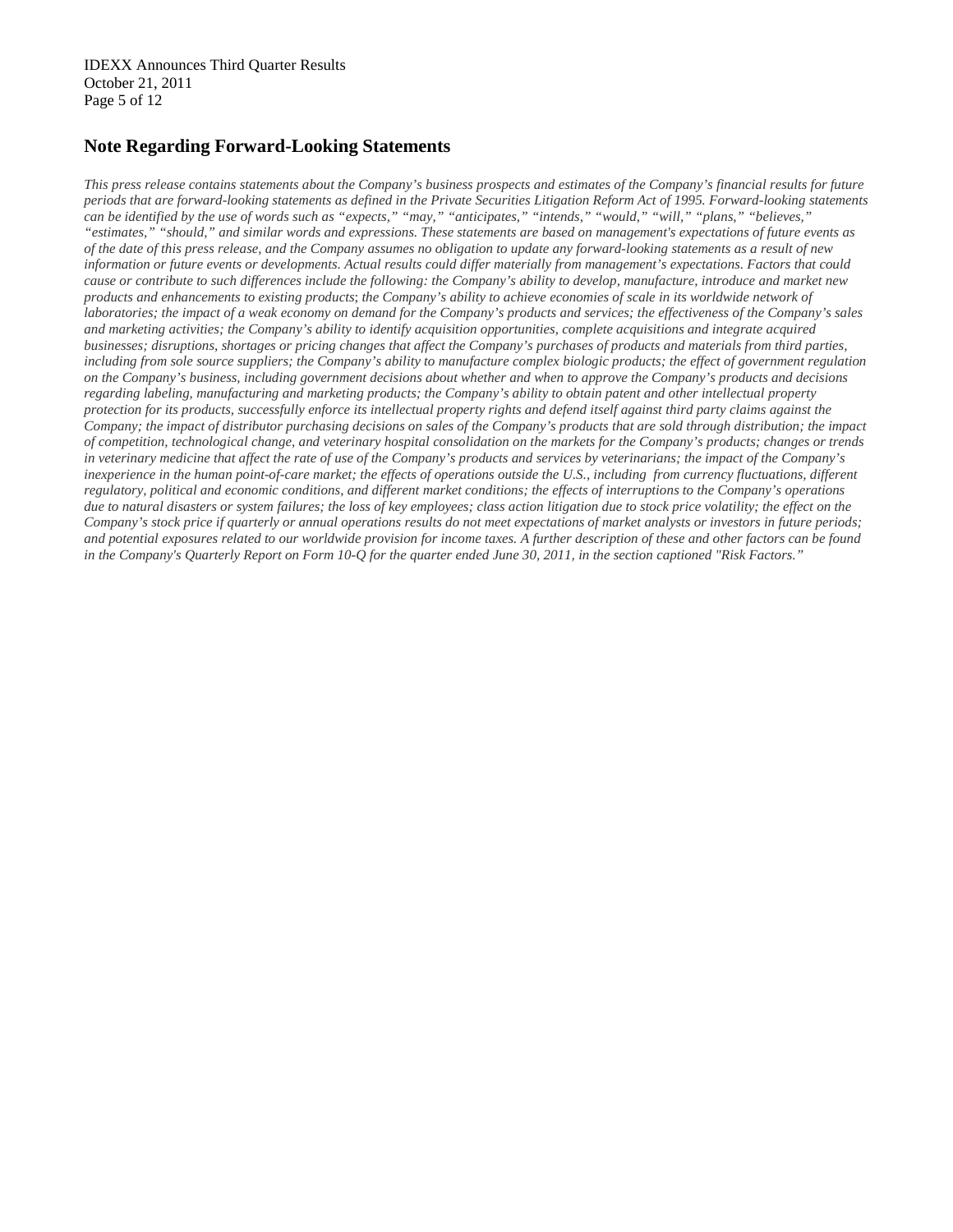## Note Regarding Forward-Looking Statements

*This press release contains statements about the Company's business prospects and estimates of the Company's financial results for future periods that are forward-looking statements as defined in the Private Securities Litigation Reform Act of 1995. Forward-looking statements can be identified by the use of words such as "expects," "may," "anticipates," "intends," "would," "will," "plans," "believes," "estimates," "should," and similar words and expressions. These statements are based on management's expectations of future events as of the date of this press release, and the Company assumes no obligation to update any forward-looking statements as a result of new information or future events or developments. Actual results could differ materially from management's expectations. Factors that could cause or contribute to such differences include the following: the Company's ability to develop, manufacture, introduce and market new products and enhancements to existing products; the Company's ability to achieve economies of scale in its worldwide network of laboratories; the impact of a weak economy on demand for the Company's products and services; the effectiveness of the Company's sales and marketing activities; the Company's ability to identify acquisition opportunities, complete acquisitions and integrate acquired businesses; disruptions, shortages or pricing changes that affect the Company's purchases of products and materials from third parties, including from sole source suppliers; the Company's ability to manufacture complex biologic products; the effect of government regulation on the Company's business, including government decisions about whether and when to approve the Company's products and decisions regarding labeling, manufacturing and marketing products; the Company's ability to obtain patent and other intellectual property protection for its products, successfully enforce its intellectual property rights and defend itself against third party claims against the Company; the impact of distributor purchasing decisions on sales of the Company's products that are sold through distribution; the impact of competition, technological change, and veterinary hospital consolidation on the markets for the Company's products; changes or trends in veterinary medicine that affect the rate of use of the Company's products and services by veterinarians; the impact of the Company's inexperience in the human point-of-care market; the effects of operations outside the U.S., including from currency fluctuations, different regulatory, political and economic conditions, and different market conditions; the effects of interruptions to the Company's operations due to natural disasters or system failures; the loss of key employees; class action litigation due to stock price volatility; the effect on the Company's stock price if quarterly or annual operations results do not meet expectations of market analysts or investors in future periods; and potential exposures related to our worldwide provision for income taxes. A further description of these and other factors can be found in the Company's Quarterly Report on Form 10-Q for the quarter ended June 30, 2011, in the section captioned "Risk Factors."*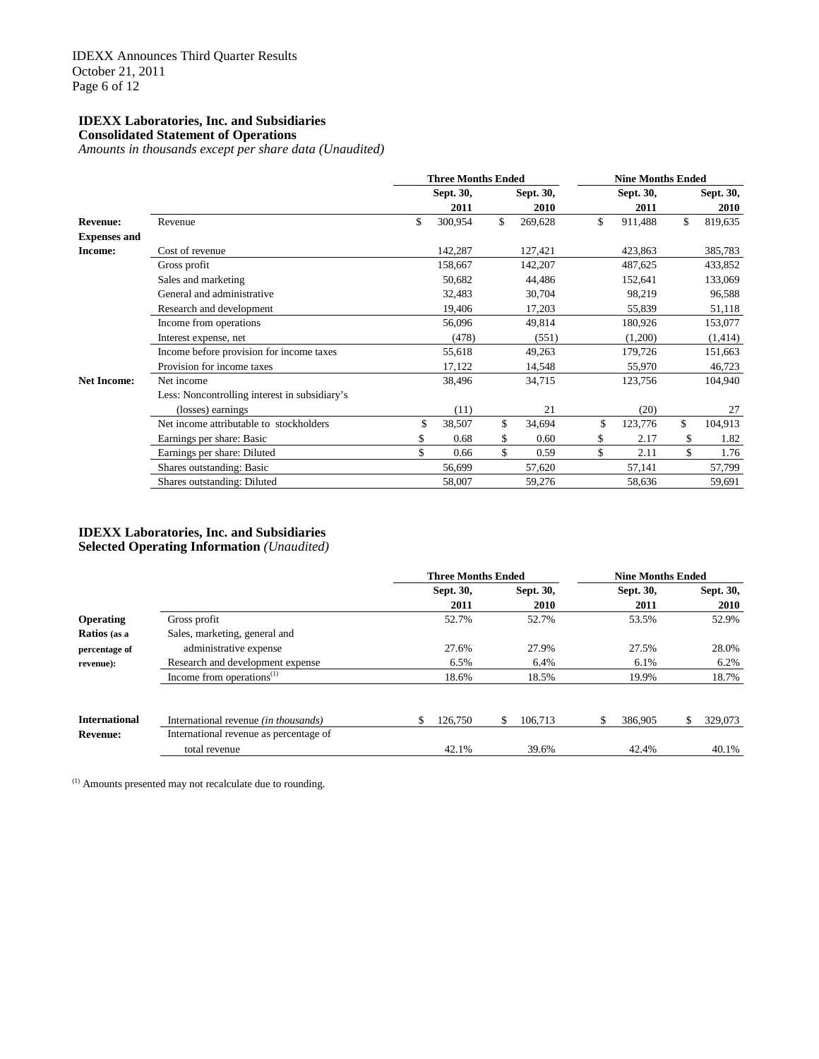## IDEXX Laboratories, Inc. and Subsidiaries

**Consolidated Statement of Operations**

*Amounts in thousands except per share data (Unaudited)*

| | | Three Months Ended | | Nine Months Ended | |
|---|---|---|---|---|---|
| | | Sept. 30, 2011 | Sept. 30, 2010 | Sept. 30, 2011 | Sept. 30, 2010 |
| **Revenue:** | Revenue | $ 300,954 | $ 269,628 | $ 911,488 | $ 819,635 |
| **Expenses and Income:** | Cost of revenue | 142,287 | 127,421 | 423,863 | 385,783 |
| | Gross profit | 158,667 | 142,207 | 487,625 | 433,852 |
| | Sales and marketing | 50,682 | 44,486 | 152,641 | 133,069 |
| | General and administrative | 32,483 | 30,704 | 98,219 | 96,588 |
| | Research and development | 19,406 | 17,203 | 55,839 | 51,118 |
| | Income from operations | 56,096 | 49,814 | 180,926 | 153,077 |
| | Interest expense, net | (478) | (551) | (1,200) | (1,414) |
| | Income before provision for income taxes | 55,618 | 49,263 | 179,726 | 151,663 |
| | Provision for income taxes | 17,122 | 14,548 | 55,970 | 46,723 |
| **Net Income:** | Net income | 38,496 | 34,715 | 123,756 | 104,940 |
| | Less: Noncontrolling interest in subsidiary's (losses) earnings | (11) | 21 | (20) | 27 |
| | Net income attributable to stockholders | $ 38,507 | $ 34,694 | $ 123,776 | $ 104,913 |
| | Earnings per share: Basic | $ 0.68 | $ 0.60 | $ 2.17 | $ 1.82 |
| | Earnings per share: Diluted | $ 0.66 | $ 0.59 | $ 2.11 | $ 1.76 |
| | Shares outstanding: Basic | 56,699 | 57,620 | 57,141 | 57,799 |
| | Shares outstanding: Diluted | 58,007 | 59,276 | 58,636 | 59,691 |

## IDEXX Laboratories, Inc. and Subsidiaries

**Selected Operating Information** *(Unaudited)*

| | | Three Months Ended | | Nine Months Ended | |
|---|---|---|---|---|---|
| | | Sept. 30, 2011 | Sept. 30, 2010 | Sept. 30, 2011 | Sept. 30, 2010 |
| **Operating Ratios** (as a percentage of revenue): | Gross profit | 52.7% | 52.7% | 53.5% | 52.9% |
| | Sales, marketing, general and administrative expense | 27.6% | 27.9% | 27.5% | 28.0% |
| | Research and development expense | 6.5% | 6.4% | 6.1% | 6.2% |
| | Income from operations[(1)] | 18.6% | 18.5% | 19.9% | 18.7% |
| **International Revenue:** | International revenue *(in thousands)* | $ 126,750 | $ 106,713 | $ 386,905 | $ 329,073 |
| | International revenue as percentage of total revenue | 42.1% | 39.6% | 42.4% | 40.1% |

[(1)] Amounts presented may not recalculate due to rounding.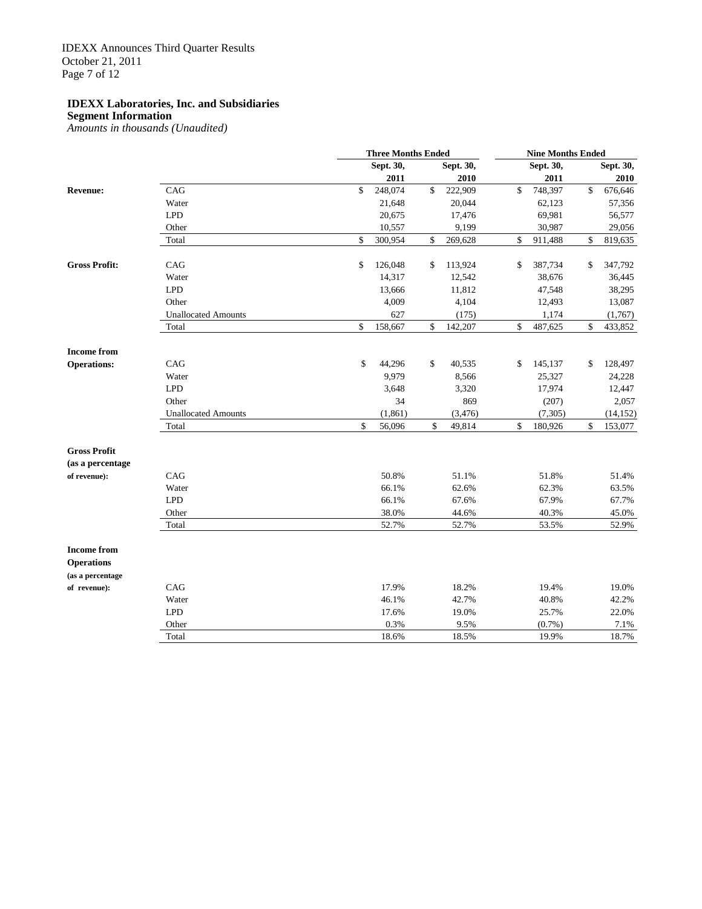**IDEXX Laboratories, Inc. and Subsidiaries**
**Segment Information**
*Amounts in thousands (Unaudited)*

| | | Three Months Ended | | Nine Months Ended | |
|---|---|---|---|---|---|
| | | Sept. 30, 2011 | Sept. 30, 2010 | Sept. 30, 2011 | Sept. 30, 2010 |
| **Revenue:** | CAG | $ 248,074 | $ 222,909 | $ 748,397 | $ 676,646 |
| | Water | 21,648 | 20,044 | 62,123 | 57,356 |
| | LPD | 20,675 | 17,476 | 69,981 | 56,577 |
| | Other | 10,557 | 9,199 | 30,987 | 29,056 |
| | Total | $ 300,954 | $ 269,628 | $ 911,488 | $ 819,635 |
| **Gross Profit:** | CAG | $ 126,048 | $ 113,924 | $ 387,734 | $ 347,792 |
| | Water | 14,317 | 12,542 | 38,676 | 36,445 |
| | LPD | 13,666 | 11,812 | 47,548 | 38,295 |
| | Other | 4,009 | 4,104 | 12,493 | 13,087 |
| | Unallocated Amounts | 627 | (175) | 1,174 | (1,767) |
| | Total | $ 158,667 | $ 142,207 | $ 487,625 | $ 433,852 |
| **Income from Operations:** | CAG | $ 44,296 | $ 40,535 | $ 145,137 | $ 128,497 |
| | Water | 9,979 | 8,566 | 25,327 | 24,228 |
| | LPD | 3,648 | 3,320 | 17,974 | 12,447 |
| | Other | 34 | 869 | (207) | 2,057 |
| | Unallocated Amounts | (1,861) | (3,476) | (7,305) | (14,152) |
| | Total | $ 56,096 | $ 49,814 | $ 180,926 | $ 153,077 |
| **Gross Profit (as a percentage of revenue):** | CAG | 50.8% | 51.1% | 51.8% | 51.4% |
| | Water | 66.1% | 62.6% | 62.3% | 63.5% |
| | LPD | 66.1% | 67.6% | 67.9% | 67.7% |
| | Other | 38.0% | 44.6% | 40.3% | 45.0% |
| | Total | 52.7% | 52.7% | 53.5% | 52.9% |
| **Income from Operations (as a percentage of revenue):** | CAG | 17.9% | 18.2% | 19.4% | 19.0% |
| | Water | 46.1% | 42.7% | 40.8% | 42.2% |
| | LPD | 17.6% | 19.0% | 25.7% | 22.0% |
| | Other | 0.3% | 9.5% | (0.7%) | 7.1% |
| | Total | 18.6% | 18.5% | 19.9% | 18.7% |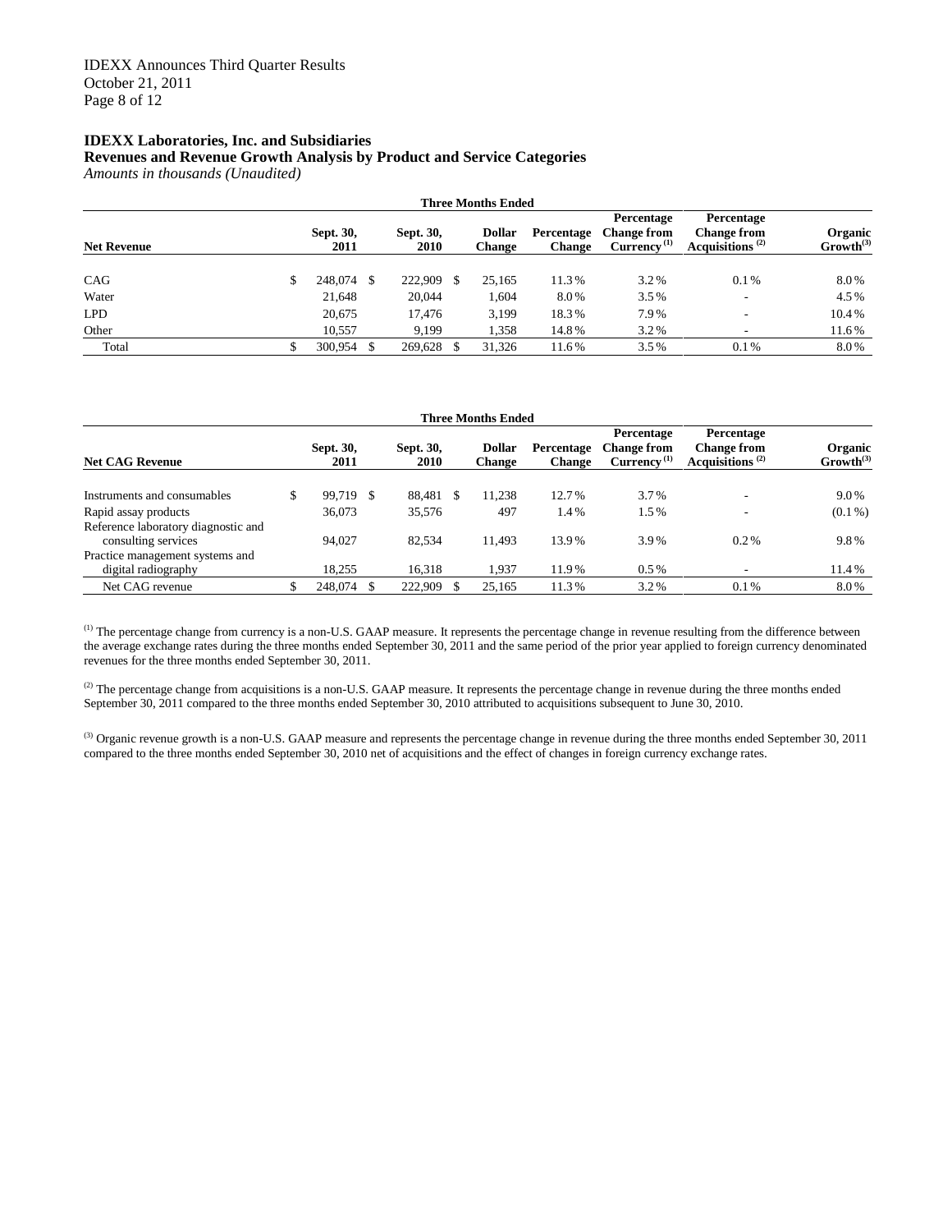**IDEXX Laboratories, Inc. and Subsidiaries**
**Revenues and Revenue Growth Analysis by Product and Service Categories**
*Amounts in thousands (Unaudited)*

| | Three Months Ended | | | | | | |
|---|---|---|---|---|---|---|---|
| **Net Revenue** | **Sept. 30, 2011** | **Sept. 30, 2010** | **Dollar Change** | **Percentage Change** | **Percentage Change from Currency (1)** | **Percentage Change from Acquisitions (2)** | **Organic Growth(3)** |
| CAG | $ 248,074 | $ 222,909 | $ 25,165 | 11.3% | 3.2% | 0.1% | 8.0% |
| Water | 21,648 | 20,044 | 1,604 | 8.0% | 3.5% | - | 4.5% |
| LPD | 20,675 | 17,476 | 3,199 | 18.3% | 7.9% | - | 10.4% |
| Other | 10,557 | 9,199 | 1,358 | 14.8% | 3.2% | - | 11.6% |
| Total | $ 300,954 | $ 269,628 | $ 31,326 | 11.6% | 3.5% | 0.1% | 8.0% |

| | Three Months Ended | | | | | | |
|---|---|---|---|---|---|---|---|
| **Net CAG Revenue** | **Sept. 30, 2011** | **Sept. 30, 2010** | **Dollar Change** | **Percentage Change** | **Percentage Change from Currency (1)** | **Percentage Change from Acquisitions (2)** | **Organic Growth(3)** |
| Instruments and consumables | $ 99,719 | $ 88,481 | $ 11,238 | 12.7% | 3.7% | - | 9.0% |
| Rapid assay products | 36,073 | 35,576 | 497 | 1.4% | 1.5% | - | (0.1%) |
| Reference laboratory diagnostic and consulting services | 94,027 | 82,534 | 11,493 | 13.9% | 3.9% | 0.2% | 9.8% |
| Practice management systems and digital radiography | 18,255 | 16,318 | 1,937 | 11.9% | 0.5% | - | 11.4% |
| Net CAG revenue | $ 248,074 | $ 222,909 | $ 25,165 | 11.3% | 3.2% | 0.1% | 8.0% |

(1) The percentage change from currency is a non-U.S. GAAP measure. It represents the percentage change in revenue resulting from the difference between the average exchange rates during the three months ended September 30, 2011 and the same period of the prior year applied to foreign currency denominated revenues for the three months ended September 30, 2011.

(2) The percentage change from acquisitions is a non-U.S. GAAP measure. It represents the percentage change in revenue during the three months ended September 30, 2011 compared to the three months ended September 30, 2010 attributed to acquisitions subsequent to June 30, 2010.

(3) Organic revenue growth is a non-U.S. GAAP measure and represents the percentage change in revenue during the three months ended September 30, 2011 compared to the three months ended September 30, 2010 net of acquisitions and the effect of changes in foreign currency exchange rates.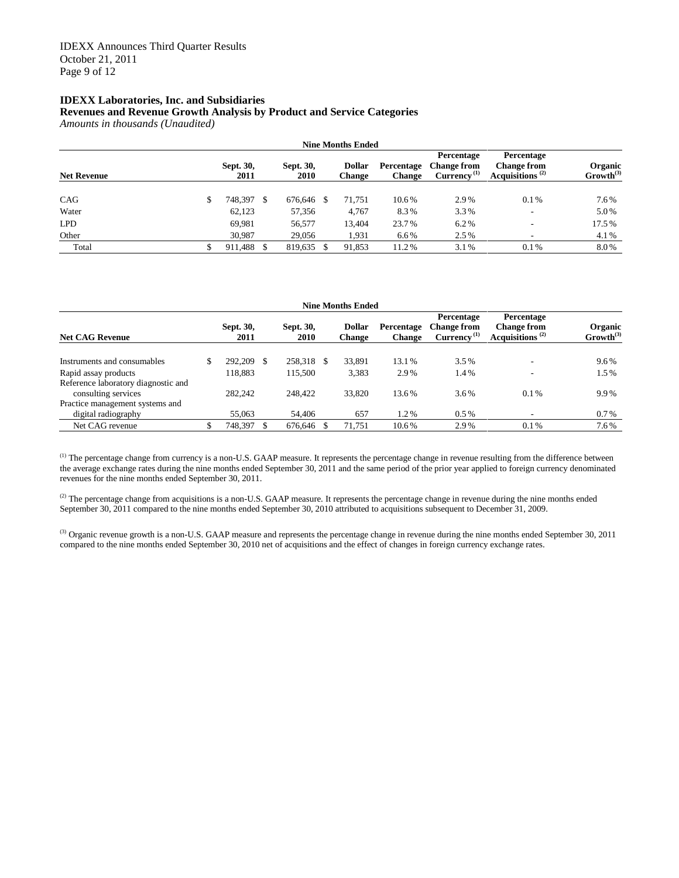**IDEXX Laboratories, Inc. and Subsidiaries**
**Revenues and Revenue Growth Analysis by Product and Service Categories**
*Amounts in thousands (Unaudited)*

| Nine Months Ended | | | | | | | |
|---|---|---|---|---|---|---|---|
| **Net Revenue** | **Sept. 30, 2011** | **Sept. 30, 2010** | **Dollar Change** | **Percentage Change** | **Percentage Change from Currency (1)** | **Percentage Change from Acquisitions (2)** | **Organic Growth(3)** |
| CAG | $ 748,397 | $ 676,646 | $ 71,751 | 10.6% | 2.9% | 0.1% | 7.6% |
| Water | 62,123 | 57,356 | 4,767 | 8.3% | 3.3% | - | 5.0% |
| LPD | 69,981 | 56,577 | 13,404 | 23.7% | 6.2% | - | 17.5% |
| Other | 30,987 | 29,056 | 1,931 | 6.6% | 2.5% | - | 4.1% |
| Total | $ 911,488 | $ 819,635 | $ 91,853 | 11.2% | 3.1% | 0.1% | 8.0% |

| Nine Months Ended | | | | | | | |
|---|---|---|---|---|---|---|---|
| **Net CAG Revenue** | **Sept. 30, 2011** | **Sept. 30, 2010** | **Dollar Change** | **Percentage Change** | **Percentage Change from Currency (1)** | **Percentage Change from Acquisitions (2)** | **Organic Growth(3)** |
| Instruments and consumables | $ 292,209 | $ 258,318 | $ 33,891 | 13.1% | 3.5% | - | 9.6% |
| Rapid assay products | 118,883 | 115,500 | 3,383 | 2.9% | 1.4% | - | 1.5% |
| Reference laboratory diagnostic and consulting services | 282,242 | 248,422 | 33,820 | 13.6% | 3.6% | 0.1% | 9.9% |
| Practice management systems and digital radiography | 55,063 | 54,406 | 657 | 1.2% | 0.5% | - | 0.7% |
| Net CAG revenue | $ 748,397 | $ 676,646 | $ 71,751 | 10.6% | 2.9% | 0.1% | 7.6% |

(1) The percentage change from currency is a non-U.S. GAAP measure. It represents the percentage change in revenue resulting from the difference between the average exchange rates during the nine months ended September 30, 2011 and the same period of the prior year applied to foreign currency denominated revenues for the nine months ended September 30, 2011.

(2) The percentage change from acquisitions is a non-U.S. GAAP measure. It represents the percentage change in revenue during the nine months ended September 30, 2011 compared to the nine months ended September 30, 2010 attributed to acquisitions subsequent to December 31, 2009.

(3) Organic revenue growth is a non-U.S. GAAP measure and represents the percentage change in revenue during the nine months ended September 30, 2011 compared to the nine months ended September 30, 2010 net of acquisitions and the effect of changes in foreign currency exchange rates.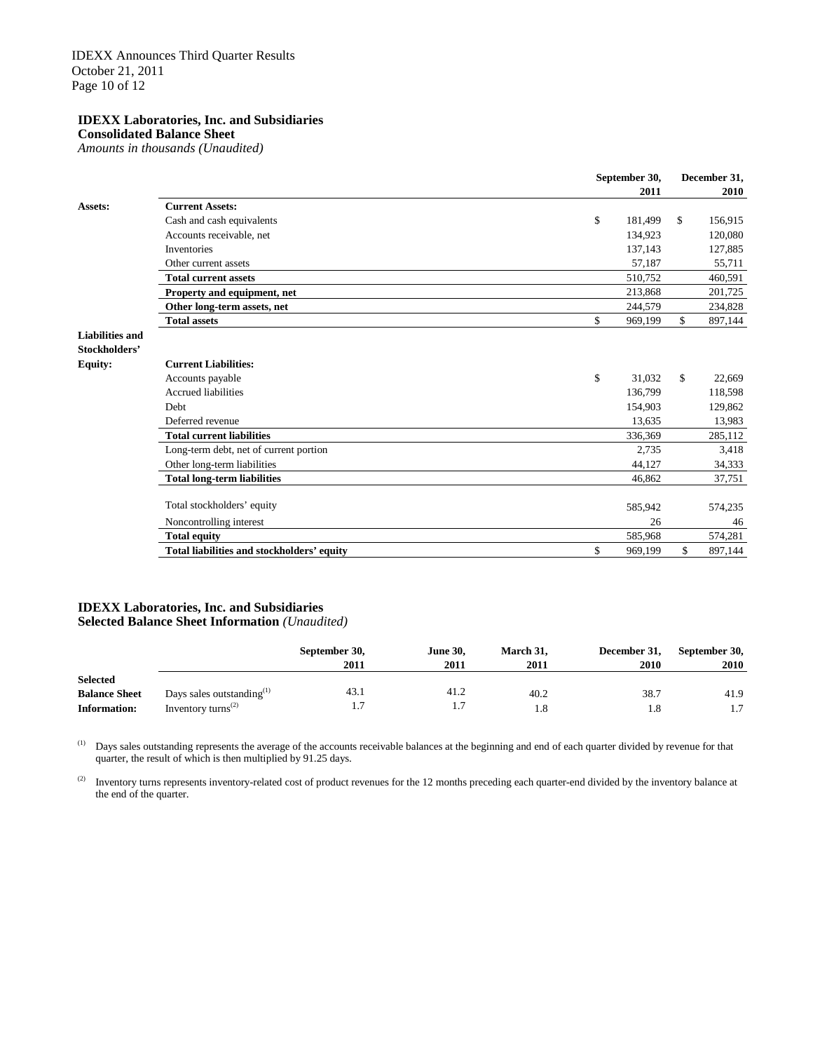**IDEXX Laboratories, Inc. and Subsidiaries**
**Consolidated Balance Sheet**
*Amounts in thousands (Unaudited)*

| | | September 30, 2011 | December 31, 2010 |
|---|---|---|---|
| **Assets:** | **Current Assets:** | | |
| | Cash and cash equivalents | $ 181,499 | $ 156,915 |
| | Accounts receivable, net | 134,923 | 120,080 |
| | Inventories | 137,143 | 127,885 |
| | Other current assets | 57,187 | 55,711 |
| | **Total current assets** | 510,752 | 460,591 |
| | **Property and equipment, net** | 213,868 | 201,725 |
| | **Other long-term assets, net** | 244,579 | 234,828 |
| | **Total assets** | $ 969,199 | $ 897,144 |
| **Liabilities and Stockholders' Equity:** | **Current Liabilities:** | | |
| | Accounts payable | $ 31,032 | $ 22,669 |
| | Accrued liabilities | 136,799 | 118,598 |
| | Debt | 154,903 | 129,862 |
| | Deferred revenue | 13,635 | 13,983 |
| | **Total current liabilities** | 336,369 | 285,112 |
| | Long-term debt, net of current portion | 2,735 | 3,418 |
| | Other long-term liabilities | 44,127 | 34,333 |
| | **Total long-term liabilities** | 46,862 | 37,751 |
| | Total stockholders' equity | 585,942 | 574,235 |
| | Noncontrolling interest | 26 | 46 |
| | **Total equity** | 585,968 | 574,281 |
| | **Total liabilities and stockholders' equity** | $ 969,199 | $ 897,144 |

**IDEXX Laboratories, Inc. and Subsidiaries**
**Selected Balance Sheet Information** *(Unaudited)*

| | | September 30, 2011 | June 30, 2011 | March 31, 2011 | December 31, 2010 | September 30, 2010 |
|---|---|---|---|---|---|---|
| **Selected Balance Sheet Information:** | Days sales outstanding[(1)] | 43.1 | 41.2 | 40.2 | 38.7 | 41.9 |
| | Inventory turns[(2)] | 1.7 | 1.7 | 1.8 | 1.8 | 1.7 |

[(1)] Days sales outstanding represents the average of the accounts receivable balances at the beginning and end of each quarter divided by revenue for that quarter, the result of which is then multiplied by 91.25 days.

[(2)] Inventory turns represents inventory-related cost of product revenues for the 12 months preceding each quarter-end divided by the inventory balance at the end of the quarter.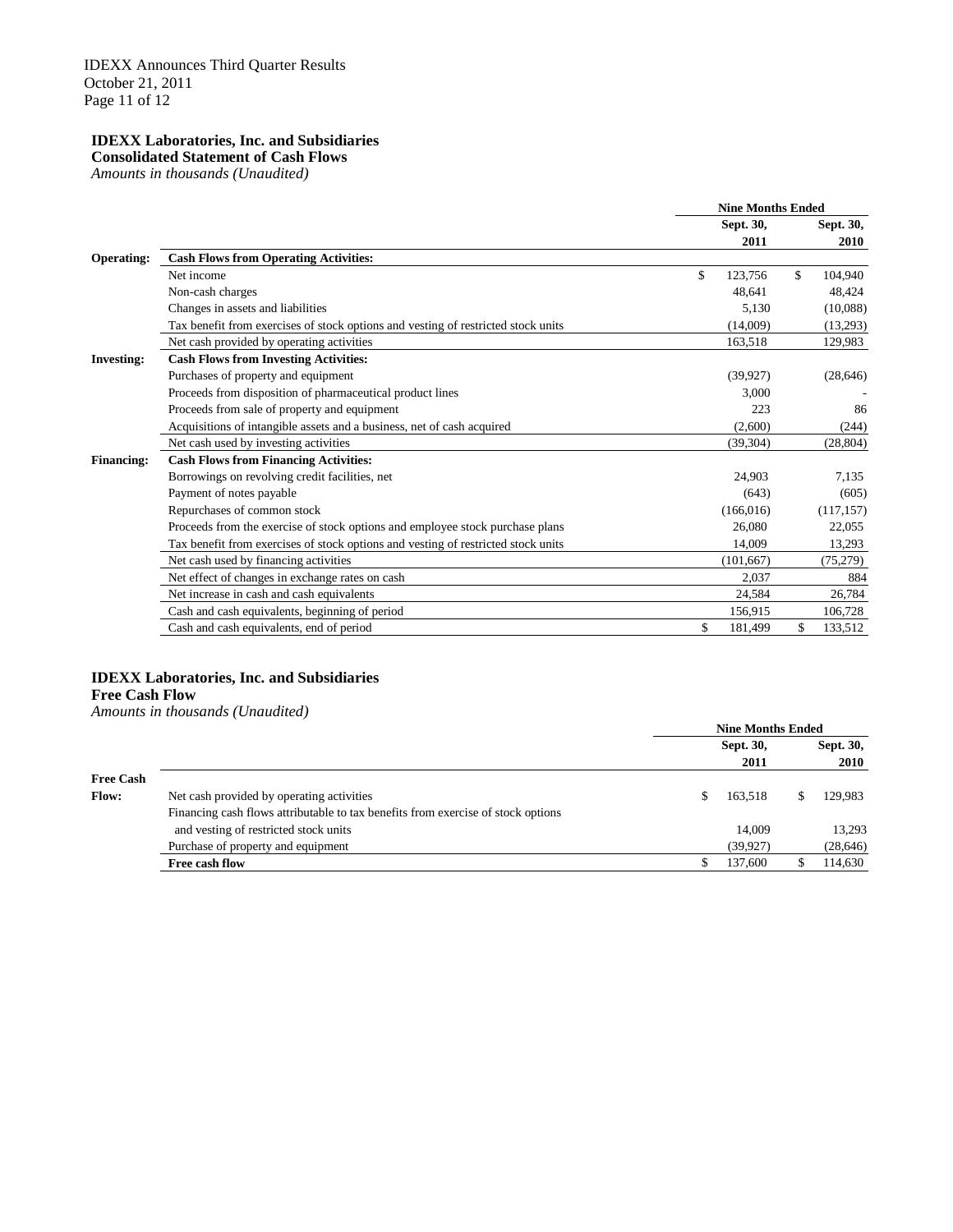**IDEXX Laboratories, Inc. and Subsidiaries**
**Consolidated Statement of Cash Flows**
*Amounts in thousands (Unaudited)*

| | | Nine Months Ended | |
|---|---|---|---|
| | | Sept. 30, 2011 | Sept. 30, 2010 |
| **Operating:** | **Cash Flows from Operating Activities:** | | |
| | Net income | $ 123,756 | $ 104,940 |
| | Non-cash charges | 48,641 | 48,424 |
| | Changes in assets and liabilities | 5,130 | (10,088) |
| | Tax benefit from exercises of stock options and vesting of restricted stock units | (14,009) | (13,293) |
| | Net cash provided by operating activities | 163,518 | 129,983 |
| **Investing:** | **Cash Flows from Investing Activities:** | | |
| | Purchases of property and equipment | (39,927) | (28,646) |
| | Proceeds from disposition of pharmaceutical product lines | 3,000 | - |
| | Proceeds from sale of property and equipment | 223 | 86 |
| | Acquisitions of intangible assets and a business, net of cash acquired | (2,600) | (244) |
| | Net cash used by investing activities | (39,304) | (28,804) |
| **Financing:** | **Cash Flows from Financing Activities:** | | |
| | Borrowings on revolving credit facilities, net | 24,903 | 7,135 |
| | Payment of notes payable | (643) | (605) |
| | Repurchases of common stock | (166,016) | (117,157) |
| | Proceeds from the exercise of stock options and employee stock purchase plans | 26,080 | 22,055 |
| | Tax benefit from exercises of stock options and vesting of restricted stock units | 14,009 | 13,293 |
| | Net cash used by financing activities | (101,667) | (75,279) |
| | Net effect of changes in exchange rates on cash | 2,037 | 884 |
| | Net increase in cash and cash equivalents | 24,584 | 26,784 |
| | Cash and cash equivalents, beginning of period | 156,915 | 106,728 |
| | Cash and cash equivalents, end of period | $ 181,499 | $ 133,512 |

**IDEXX Laboratories, Inc. and Subsidiaries**
**Free Cash Flow**
*Amounts in thousands (Unaudited)*

| | | Nine Months Ended | |
|---|---|---|---|
| | | Sept. 30, 2011 | Sept. 30, 2010 |
| **Free Cash Flow:** | Net cash provided by operating activities | $ 163,518 | $ 129,983 |
| | Financing cash flows attributable to tax benefits from exercise of stock options and vesting of restricted stock units | 14,009 | 13,293 |
| | Purchase of property and equipment | (39,927) | (28,646) |
| | **Free cash flow** | $ 137,600 | $ 114,630 |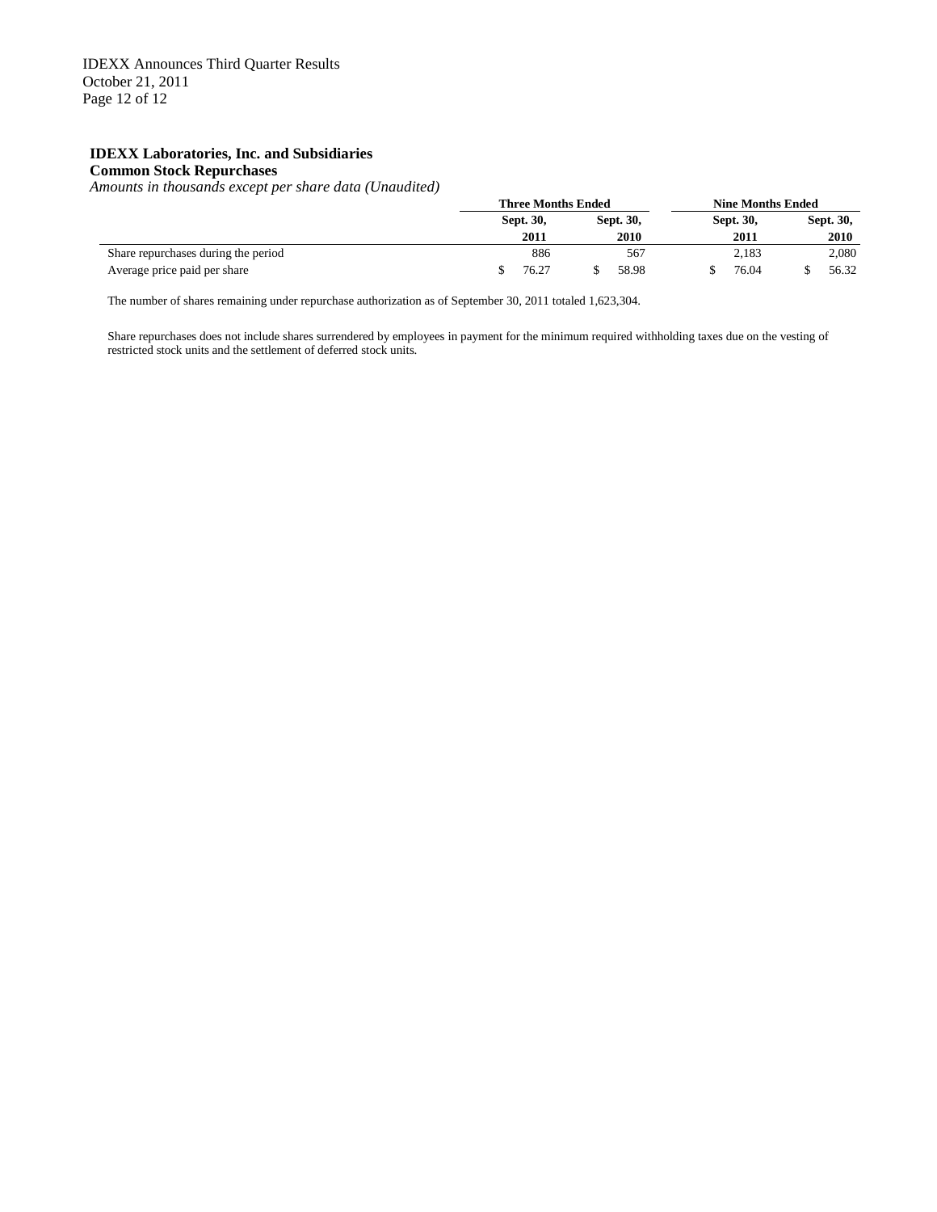**IDEXX Laboratories, Inc. and Subsidiaries**
**Common Stock Repurchases**
*Amounts in thousands except per share data (Unaudited)*

| | Three Months Ended | | Nine Months Ended | |
|---|---|---|---|---|
| | Sept. 30, 2011 | Sept. 30, 2010 | Sept. 30, 2011 | Sept. 30, 2010 |
| Share repurchases during the period | 886 | 567 | 2,183 | 2,080 |
| Average price paid per share | $ 76.27 | $ 58.98 | $ 76.04 | $ 56.32 |

The number of shares remaining under repurchase authorization as of September 30, 2011 totaled 1,623,304.

Share repurchases does not include shares surrendered by employees in payment for the minimum required withholding taxes due on the vesting of restricted stock units and the settlement of deferred stock units.